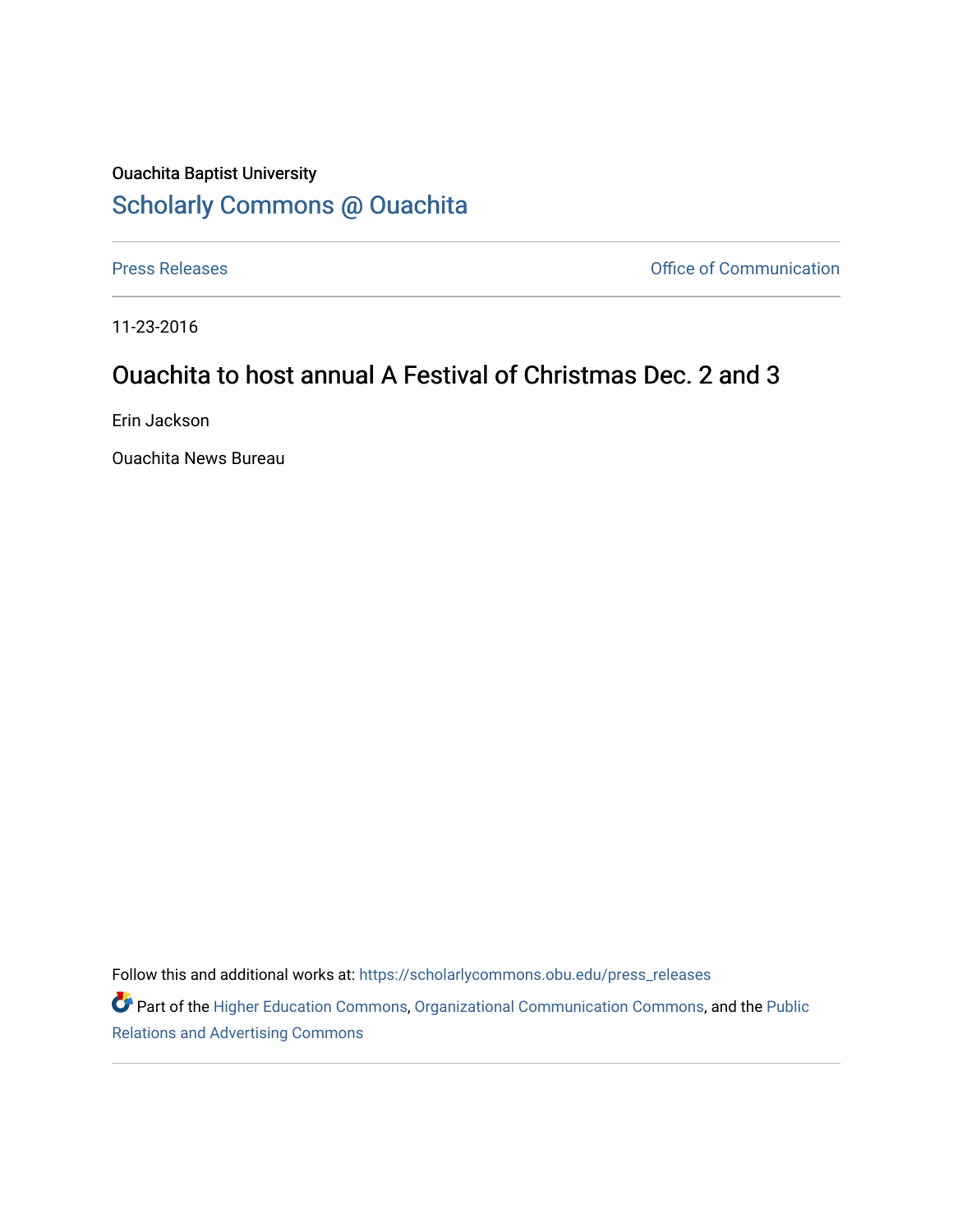Ouachita Baptist University

## Scholarly Commons @ Ouachita

Press Releases

Office of Communication

11-23-2016

# Ouachita to host annual A Festival of Christmas Dec. 2 and 3

Erin Jackson

Ouachita News Bureau

Follow this and additional works at: https://scholarlycommons.obu.edu/press_releases

Part of the Higher Education Commons, Organizational Communication Commons, and the Public Relations and Advertising Commons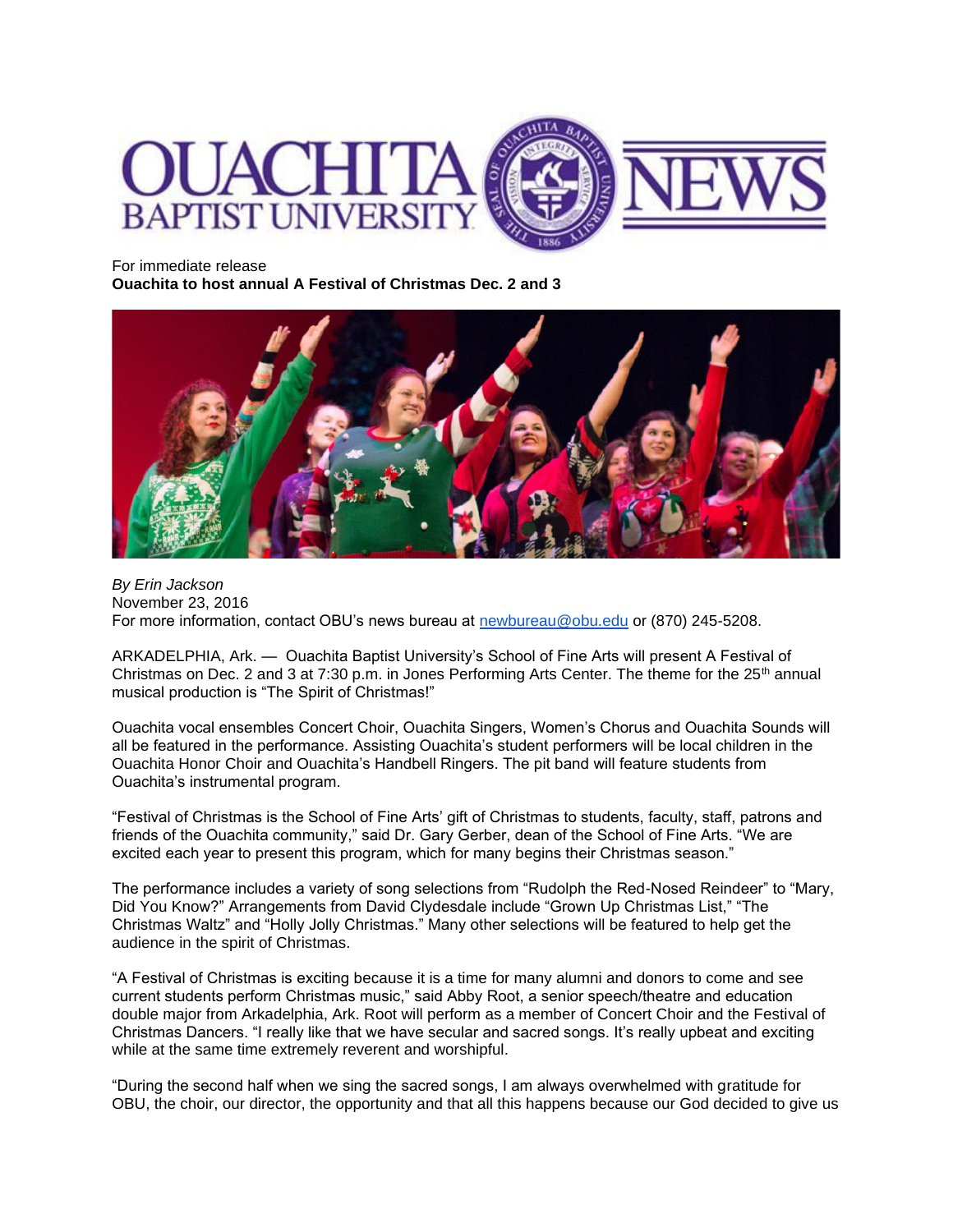For immediate release

**Ouachita to host annual A Festival of Christmas Dec. 2 and 3**

*By Erin Jackson*
November 23, 2016
For more information, contact OBU's news bureau at newbureau@obu.edu or (870) 245-5208.

ARKADELPHIA, Ark. — Ouachita Baptist University's School of Fine Arts will present A Festival of Christmas on Dec. 2 and 3 at 7:30 p.m. in Jones Performing Arts Center. The theme for the 25th annual musical production is "The Spirit of Christmas!"

Ouachita vocal ensembles Concert Choir, Ouachita Singers, Women's Chorus and Ouachita Sounds will all be featured in the performance. Assisting Ouachita's student performers will be local children in the Ouachita Honor Choir and Ouachita's Handbell Ringers. The pit band will feature students from Ouachita's instrumental program.

"Festival of Christmas is the School of Fine Arts' gift of Christmas to students, faculty, staff, patrons and friends of the Ouachita community," said Dr. Gary Gerber, dean of the School of Fine Arts. "We are excited each year to present this program, which for many begins their Christmas season."

The performance includes a variety of song selections from "Rudolph the Red-Nosed Reindeer" to "Mary, Did You Know?" Arrangements from David Clydesdale include "Grown Up Christmas List," "The Christmas Waltz" and "Holly Jolly Christmas." Many other selections will be featured to help get the audience in the spirit of Christmas.

"A Festival of Christmas is exciting because it is a time for many alumni and donors to come and see current students perform Christmas music," said Abby Root, a senior speech/theatre and education double major from Arkadelphia, Ark. Root will perform as a member of Concert Choir and the Festival of Christmas Dancers. "I really like that we have secular and sacred songs. It's really upbeat and exciting while at the same time extremely reverent and worshipful.

"During the second half when we sing the sacred songs, I am always overwhelmed with gratitude for OBU, the choir, our director, the opportunity and that all this happens because our God decided to give us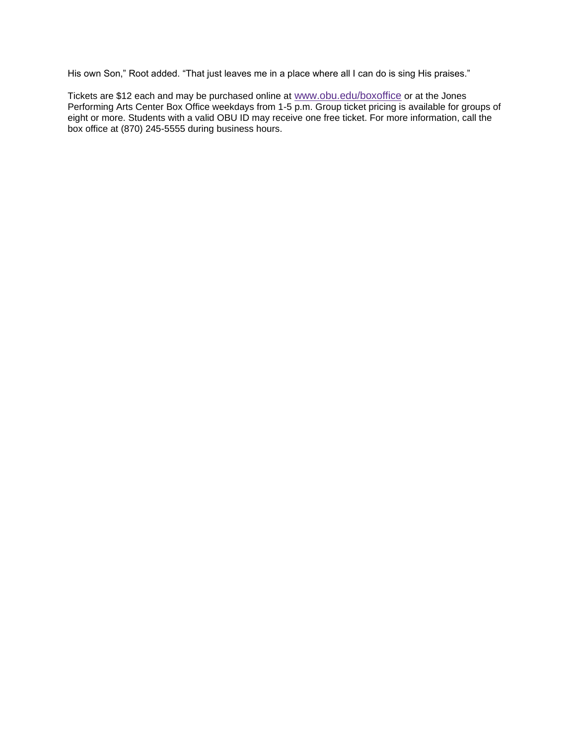His own Son," Root added. "That just leaves me in a place where all I can do is sing His praises."

Tickets are $12 each and may be purchased online at [www.obu.edu/boxoffice](http://www.obu.edu/boxoffice) or at the Jones Performing Arts Center Box Office weekdays from 1-5 p.m. Group ticket pricing is available for groups of eight or more. Students with a valid OBU ID may receive one free ticket. For more information, call the box office at (870) 245-5555 during business hours.